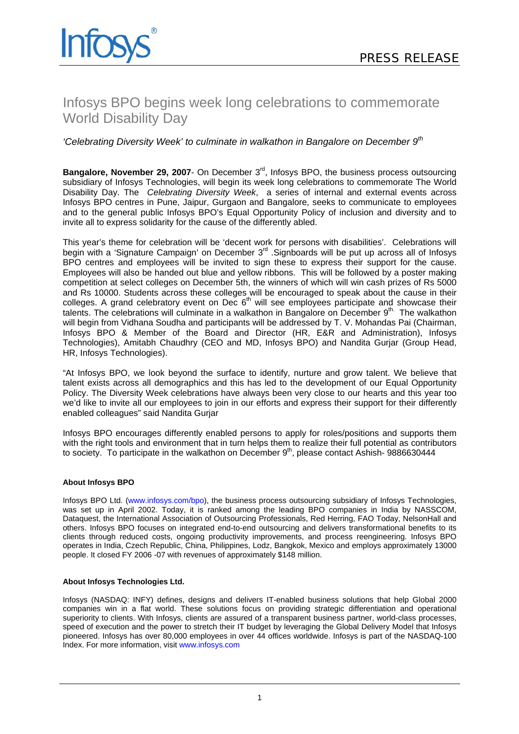Infosys

PRESS RELEASE

# Infosys BPO begins week long celebrations to commemorate World Disability Day

*'Celebrating Diversity Week' to culminate in walkathon in Bangalore on December 9th*

**Bangalore, November 29, 2007**- On December 3rd, Infosys BPO, the business process outsourcing subsidiary of Infosys Technologies, will begin its week long celebrations to commemorate The World Disability Day. The *Celebrating Diversity Week*, a series of internal and external events across Infosys BPO centres in Pune, Jaipur, Gurgaon and Bangalore, seeks to communicate to employees and to the general public Infosys BPO's Equal Opportunity Policy of inclusion and diversity and to invite all to express solidarity for the cause of the differently abled.

This year's theme for celebration will be 'decent work for persons with disabilities'. Celebrations will begin with a 'Signature Campaign' on December 3rd .Signboards will be put up across all of Infosys BPO centres and employees will be invited to sign these to express their support for the cause. Employees will also be handed out blue and yellow ribbons. This will be followed by a poster making competition at select colleges on December 5th, the winners of which will win cash prizes of Rs 5000 and Rs 10000. Students across these colleges will be encouraged to speak about the cause in their colleges. A grand celebratory event on Dec 6th will see employees participate and showcase their talents. The celebrations will culminate in a walkathon in Bangalore on December 9th. The walkathon will begin from Vidhana Soudha and participants will be addressed by T. V. Mohandas Pai (Chairman, Infosys BPO & Member of the Board and Director (HR, E&R and Administration), Infosys Technologies), Amitabh Chaudhry (CEO and MD, Infosys BPO) and Nandita Gurjar (Group Head, HR, Infosys Technologies).

"At Infosys BPO, we look beyond the surface to identify, nurture and grow talent. We believe that talent exists across all demographics and this has led to the development of our Equal Opportunity Policy. The Diversity Week celebrations have always been very close to our hearts and this year too we'd like to invite all our employees to join in our efforts and express their support for their differently enabled colleagues" said Nandita Gurjar

Infosys BPO encourages differently enabled persons to apply for roles/positions and supports them with the right tools and environment that in turn helps them to realize their full potential as contributors to society. To participate in the walkathon on December 9th, please contact Ashish- 9886630444

**About Infosys BPO**

Infosys BPO Ltd. (www.infosys.com/bpo), the business process outsourcing subsidiary of Infosys Technologies, was set up in April 2002. Today, it is ranked among the leading BPO companies in India by NASSCOM, Dataquest, the International Association of Outsourcing Professionals, Red Herring, FAO Today, NelsonHall and others. Infosys BPO focuses on integrated end-to-end outsourcing and delivers transformational benefits to its clients through reduced costs, ongoing productivity improvements, and process reengineering. Infosys BPO operates in India, Czech Republic, China, Philippines, Lodz, Bangkok, Mexico and employs approximately 13000 people. It closed FY 2006 -07 with revenues of approximately $148 million.

**About Infosys Technologies Ltd.**

Infosys (NASDAQ: INFY) defines, designs and delivers IT-enabled business solutions that help Global 2000 companies win in a flat world. These solutions focus on providing strategic differentiation and operational superiority to clients. With Infosys, clients are assured of a transparent business partner, world-class processes, speed of execution and the power to stretch their IT budget by leveraging the Global Delivery Model that Infosys pioneered. Infosys has over 80,000 employees in over 44 offices worldwide. Infosys is part of the NASDAQ-100 Index. For more information, visit www.infosys.com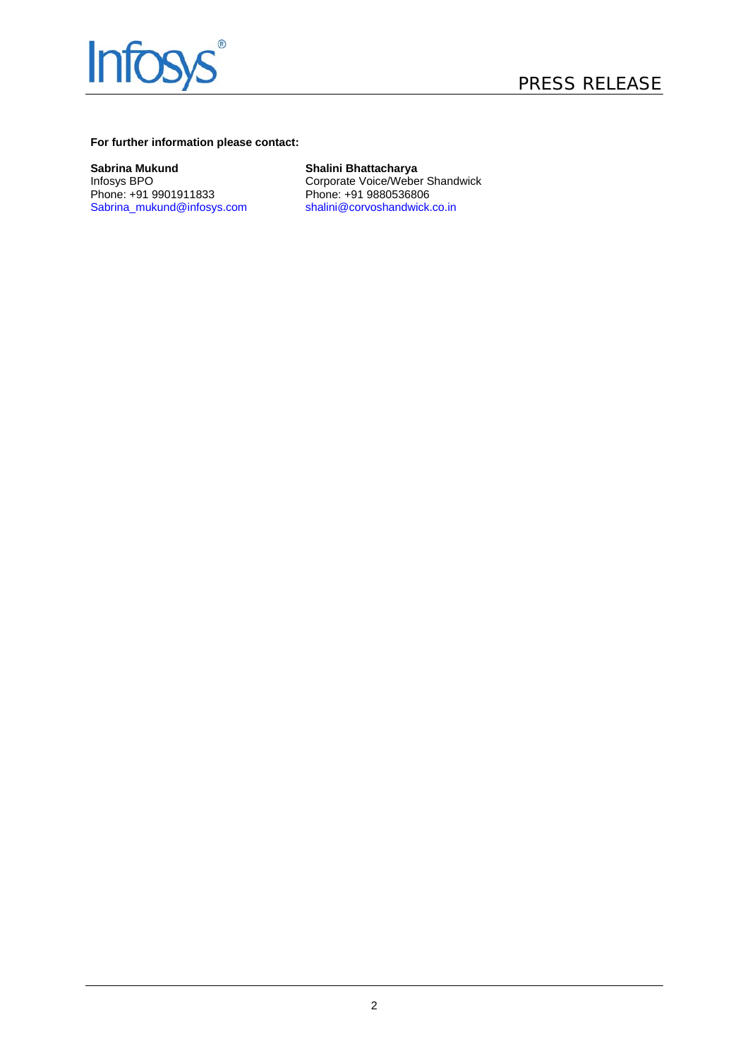**For further information please contact:**

**Sabrina Mukund**
Infosys BPO
Phone: +91 9901911833
Sabrina_mukund@infosys.com

**Shalini Bhattacharya**
Corporate Voice/Weber Shandwick
Phone: +91 9880536806
shalini@corvoshandwick.co.in